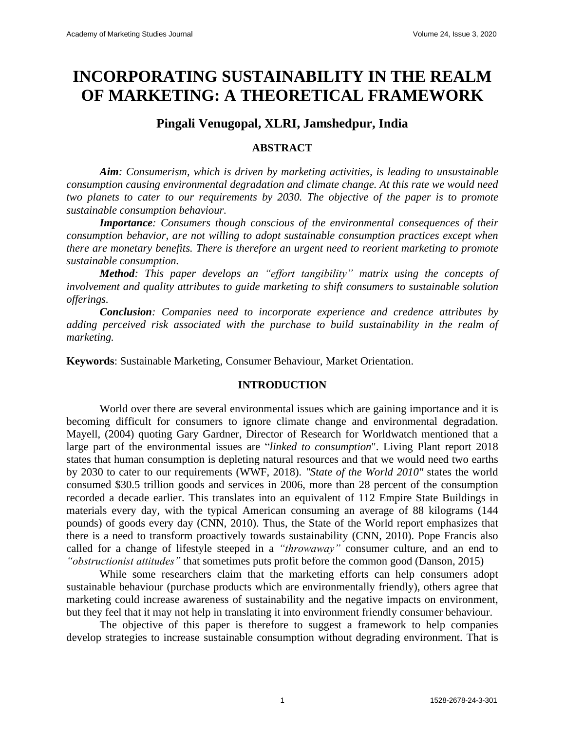# INCORPORATING SUSTAINABILITY IN THE REALM OF MARKETING: A THEORETICAL FRAMEWORK

## Pingali Venugopal, XLRI, Jamshedpur, India

### ABSTRACT

***Aim**: Consumerism, which is driven by marketing activities, is leading to unsustainable consumption causing environmental degradation and climate change. At this rate we would need two planets to cater to our requirements by 2030. The objective of the paper is to promote sustainable consumption behaviour.*

***Importance**: Consumers though conscious of the environmental consequences of their consumption behavior, are not willing to adopt sustainable consumption practices except when there are monetary benefits. There is therefore an urgent need to reorient marketing to promote sustainable consumption.*

***Method**: This paper develops an "effort tangibility" matrix using the concepts of involvement and quality attributes to guide marketing to shift consumers to sustainable solution offerings.*

***Conclusion**: Companies need to incorporate experience and credence attributes by adding perceived risk associated with the purchase to build sustainability in the realm of marketing.*

**Keywords**: Sustainable Marketing, Consumer Behaviour, Market Orientation.

### INTRODUCTION

World over there are several environmental issues which are gaining importance and it is becoming difficult for consumers to ignore climate change and environmental degradation. Mayell, (2004) quoting Gary Gardner, Director of Research for Worldwatch mentioned that a large part of the environmental issues are "*linked to consumption*". Living Plant report 2018 states that human consumption is depleting natural resources and that we would need two earths by 2030 to cater to our requirements (WWF, 2018). *"State of the World 2010"* states the world consumed $30.5 trillion goods and services in 2006, more than 28 percent of the consumption recorded a decade earlier. This translates into an equivalent of 112 Empire State Buildings in materials every day, with the typical American consuming an average of 88 kilograms (144 pounds) of goods every day (CNN, 2010). Thus, the State of the World report emphasizes that there is a need to transform proactively towards sustainability (CNN, 2010). Pope Francis also called for a change of lifestyle steeped in a *"throwaway"* consumer culture, and an end to *"obstructionist attitudes"* that sometimes puts profit before the common good (Danson, 2015)

While some researchers claim that the marketing efforts can help consumers adopt sustainable behaviour (purchase products which are environmentally friendly), others agree that marketing could increase awareness of sustainability and the negative impacts on environment, but they feel that it may not help in translating it into environment friendly consumer behaviour.

The objective of this paper is therefore to suggest a framework to help companies develop strategies to increase sustainable consumption without degrading environment. That is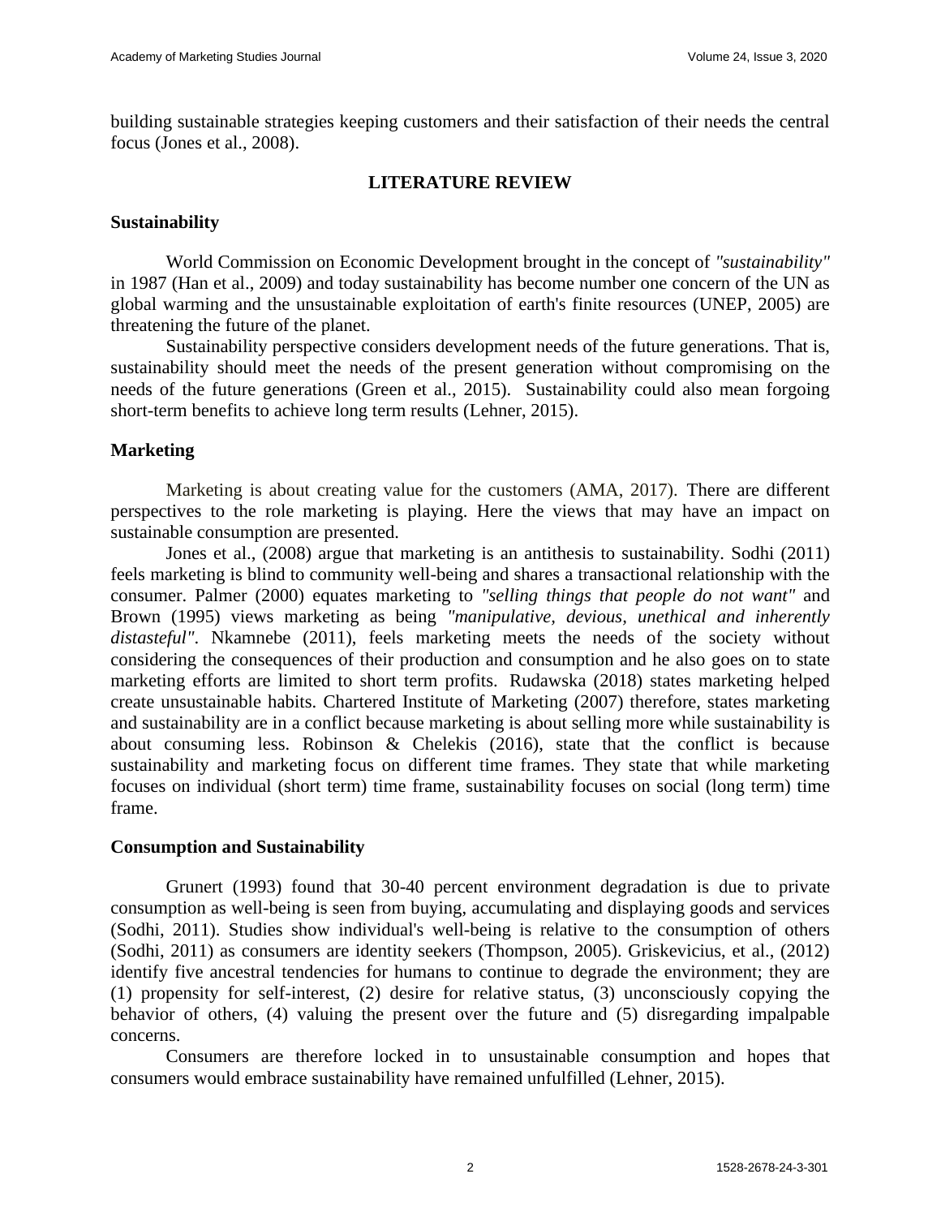building sustainable strategies keeping customers and their satisfaction of their needs the central focus (Jones et al., 2008).

## LITERATURE REVIEW

### Sustainability

World Commission on Economic Development brought in the concept of *"sustainability"* in 1987 (Han et al., 2009) and today sustainability has become number one concern of the UN as global warming and the unsustainable exploitation of earth's finite resources (UNEP, 2005) are threatening the future of the planet.

Sustainability perspective considers development needs of the future generations. That is, sustainability should meet the needs of the present generation without compromising on the needs of the future generations (Green et al., 2015). Sustainability could also mean forgoing short-term benefits to achieve long term results (Lehner, 2015).

### Marketing

Marketing is about creating value for the customers (AMA, 2017). There are different perspectives to the role marketing is playing. Here the views that may have an impact on sustainable consumption are presented.

Jones et al., (2008) argue that marketing is an antithesis to sustainability. Sodhi (2011) feels marketing is blind to community well-being and shares a transactional relationship with the consumer. Palmer (2000) equates marketing to *"selling things that people do not want"* and Brown (1995) views marketing as being *"manipulative, devious, unethical and inherently distasteful"*. Nkamnebe (2011), feels marketing meets the needs of the society without considering the consequences of their production and consumption and he also goes on to state marketing efforts are limited to short term profits. Rudawska (2018) states marketing helped create unsustainable habits. Chartered Institute of Marketing (2007) therefore, states marketing and sustainability are in a conflict because marketing is about selling more while sustainability is about consuming less. Robinson & Chelekis (2016), state that the conflict is because sustainability and marketing focus on different time frames. They state that while marketing focuses on individual (short term) time frame, sustainability focuses on social (long term) time frame.

### Consumption and Sustainability

Grunert (1993) found that 30-40 percent environment degradation is due to private consumption as well-being is seen from buying, accumulating and displaying goods and services (Sodhi, 2011). Studies show individual's well-being is relative to the consumption of others (Sodhi, 2011) as consumers are identity seekers (Thompson, 2005). Griskevicius, et al., (2012) identify five ancestral tendencies for humans to continue to degrade the environment; they are (1) propensity for self-interest, (2) desire for relative status, (3) unconsciously copying the behavior of others, (4) valuing the present over the future and (5) disregarding impalpable concerns.

Consumers are therefore locked in to unsustainable consumption and hopes that consumers would embrace sustainability have remained unfulfilled (Lehner, 2015).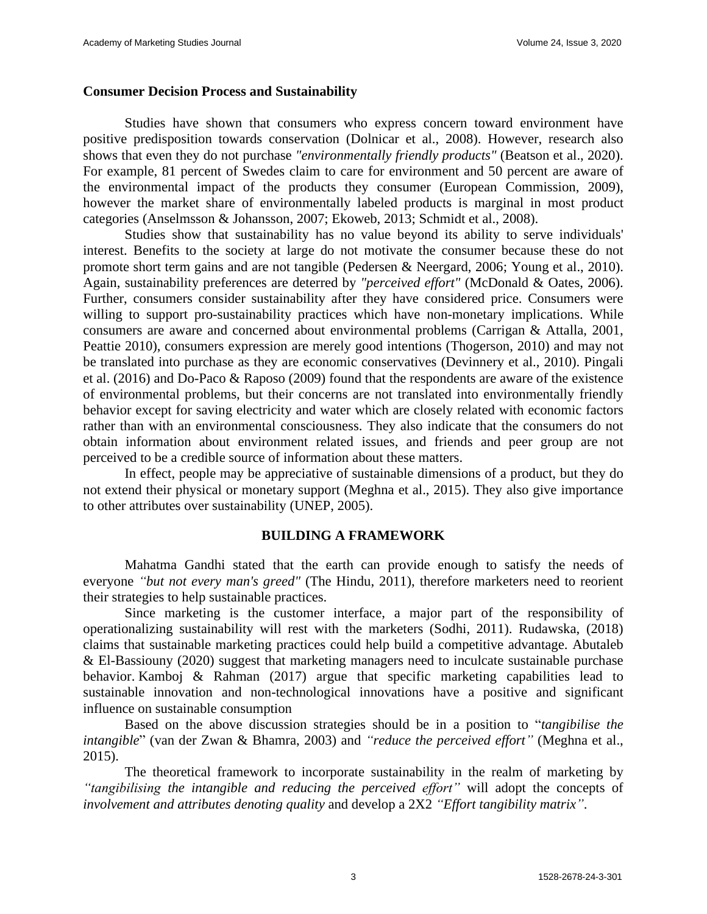**Consumer Decision Process and Sustainability**

Studies have shown that consumers who express concern toward environment have positive predisposition towards conservation (Dolnicar et al., 2008). However, research also shows that even they do not purchase *"environmentally friendly products"* (Beatson et al., 2020). For example, 81 percent of Swedes claim to care for environment and 50 percent are aware of the environmental impact of the products they consumer (European Commission, 2009), however the market share of environmentally labeled products is marginal in most product categories (Anselmsson & Johansson, 2007; Ekoweb, 2013; Schmidt et al., 2008).

Studies show that sustainability has no value beyond its ability to serve individuals' interest. Benefits to the society at large do not motivate the consumer because these do not promote short term gains and are not tangible (Pedersen & Neergard, 2006; Young et al., 2010). Again, sustainability preferences are deterred by *"perceived effort"* (McDonald & Oates, 2006). Further, consumers consider sustainability after they have considered price. Consumers were willing to support pro-sustainability practices which have non-monetary implications. While consumers are aware and concerned about environmental problems (Carrigan & Attalla, 2001, Peattie 2010), consumers expression are merely good intentions (Thogerson, 2010) and may not be translated into purchase as they are economic conservatives (Devinnery et al., 2010). Pingali et al. (2016) and Do-Paco & Raposo (2009) found that the respondents are aware of the existence of environmental problems, but their concerns are not translated into environmentally friendly behavior except for saving electricity and water which are closely related with economic factors rather than with an environmental consciousness. They also indicate that the consumers do not obtain information about environment related issues, and friends and peer group are not perceived to be a credible source of information about these matters.

In effect, people may be appreciative of sustainable dimensions of a product, but they do not extend their physical or monetary support (Meghna et al., 2015). They also give importance to other attributes over sustainability (UNEP, 2005).

## BUILDING A FRAMEWORK

Mahatma Gandhi stated that the earth can provide enough to satisfy the needs of everyone *"but not every man's greed"* (The Hindu, 2011), therefore marketers need to reorient their strategies to help sustainable practices.

Since marketing is the customer interface, a major part of the responsibility of operationalizing sustainability will rest with the marketers (Sodhi, 2011). Rudawska, (2018) claims that sustainable marketing practices could help build a competitive advantage. Abutaleb & El-Bassiouny (2020) suggest that marketing managers need to inculcate sustainable purchase behavior. Kamboj & Rahman (2017) argue that specific marketing capabilities lead to sustainable innovation and non-technological innovations have a positive and significant influence on sustainable consumption

Based on the above discussion strategies should be in a position to "*tangibilise the intangible*" (van der Zwan & Bhamra, 2003) and *"reduce the perceived effort"* (Meghna et al., 2015).

The theoretical framework to incorporate sustainability in the realm of marketing by *"tangibilising the intangible and reducing the perceived effort"* will adopt the concepts of *involvement and attributes denoting quality* and develop a 2X2 *"Effort tangibility matrix"*.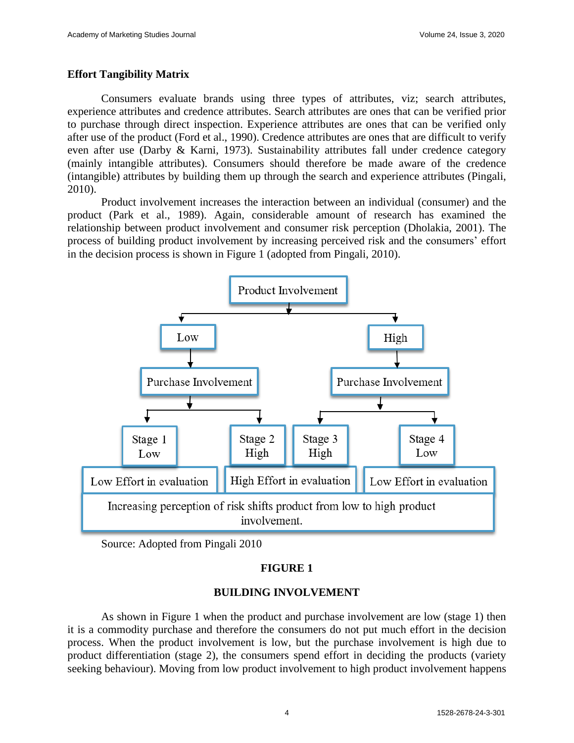### Effort Tangibility Matrix

Consumers evaluate brands using three types of attributes, viz; search attributes, experience attributes and credence attributes. Search attributes are ones that can be verified prior to purchase through direct inspection. Experience attributes are ones that can be verified only after use of the product (Ford et al., 1990). Credence attributes are ones that are difficult to verify even after use (Darby & Karni, 1973). Sustainability attributes fall under credence category (mainly intangible attributes). Consumers should therefore be made aware of the credence (intangible) attributes by building them up through the search and experience attributes (Pingali, 2010).

Product involvement increases the interaction between an individual (consumer) and the product (Park et al., 1989). Again, considerable amount of research has examined the relationship between product involvement and consumer risk perception (Dholakia, 2001). The process of building product involvement by increasing perceived risk and the consumers' effort in the decision process is shown in Figure 1 (adopted from Pingali, 2010).

Product Involvement
- Low → Purchase Involvement
  - Stage 1 Low — Low Effort in evaluation
  - Stage 2 High — High Effort in evaluation
- High → Purchase Involvement
  - Stage 3 High — High Effort in evaluation
  - Stage 4 Low — Low Effort in evaluation

Increasing perception of risk shifts product from low to high product involvement.

Source: Adopted from Pingali 2010

**FIGURE 1**

**BUILDING INVOLVEMENT**

As shown in Figure 1 when the product and purchase involvement are low (stage 1) then it is a commodity purchase and therefore the consumers do not put much effort in the decision process. When the product involvement is low, but the purchase involvement is high due to product differentiation (stage 2), the consumers spend effort in deciding the products (variety seeking behaviour). Moving from low product involvement to high product involvement happens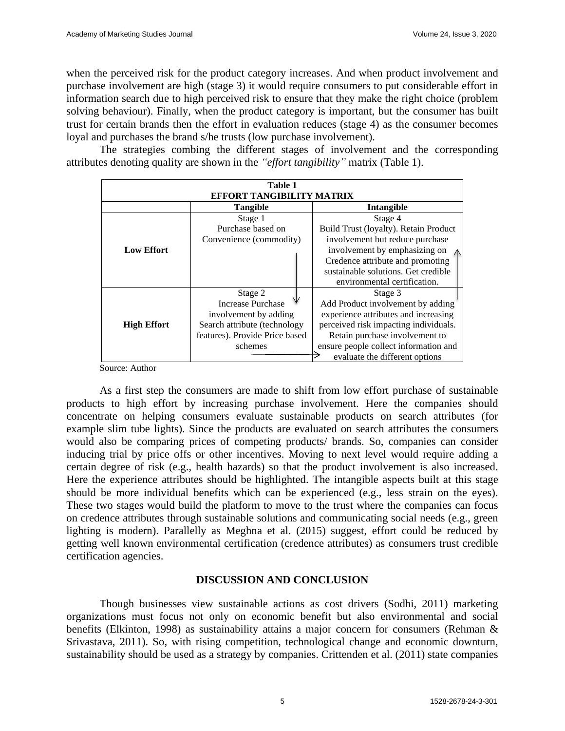when the perceived risk for the product category increases. And when product involvement and purchase involvement are high (stage 3) it would require consumers to put considerable effort in information search due to high perceived risk to ensure that they make the right choice (problem solving behaviour). Finally, when the product category is important, but the consumer has built trust for certain brands then the effort in evaluation reduces (stage 4) as the consumer becomes loyal and purchases the brand s/he trusts (low purchase involvement).

The strategies combing the different stages of involvement and the corresponding attributes denoting quality are shown in the *"effort tangibility"* matrix (Table 1).

**Table 1**
**EFFORT TANGIBILITY MATRIX**

| | Tangible | Intangible |
|---|---|---|
| **Low Effort** | Stage 1 Purchase based on Convenience (commodity) | Stage 4 Build Trust (loyalty). Retain Product involvement but reduce purchase involvement by emphasizing on Credence attribute and promoting sustainable solutions. Get credible environmental certification. |
| **High Effort** | Stage 2 Increase Purchase involvement by adding Search attribute (technology features). Provide Price based schemes | Stage 3 Add Product involvement by adding experience attributes and increasing perceived risk impacting individuals. Retain purchase involvement to ensure people collect information and evaluate the different options |

Source: Author

As a first step the consumers are made to shift from low effort purchase of sustainable products to high effort by increasing purchase involvement. Here the companies should concentrate on helping consumers evaluate sustainable products on search attributes (for example slim tube lights). Since the products are evaluated on search attributes the consumers would also be comparing prices of competing products/ brands. So, companies can consider inducing trial by price offs or other incentives. Moving to next level would require adding a certain degree of risk (e.g., health hazards) so that the product involvement is also increased. Here the experience attributes should be highlighted. The intangible aspects built at this stage should be more individual benefits which can be experienced (e.g., less strain on the eyes). These two stages would build the platform to move to the trust where the companies can focus on credence attributes through sustainable solutions and communicating social needs (e.g., green lighting is modern). Parallelly as Meghna et al. (2015) suggest, effort could be reduced by getting well known environmental certification (credence attributes) as consumers trust credible certification agencies.

## DISCUSSION AND CONCLUSION

Though businesses view sustainable actions as cost drivers (Sodhi, 2011) marketing organizations must focus not only on economic benefit but also environmental and social benefits (Elkinton, 1998) as sustainability attains a major concern for consumers (Rehman & Srivastava, 2011). So, with rising competition, technological change and economic downturn, sustainability should be used as a strategy by companies. Crittenden et al. (2011) state companies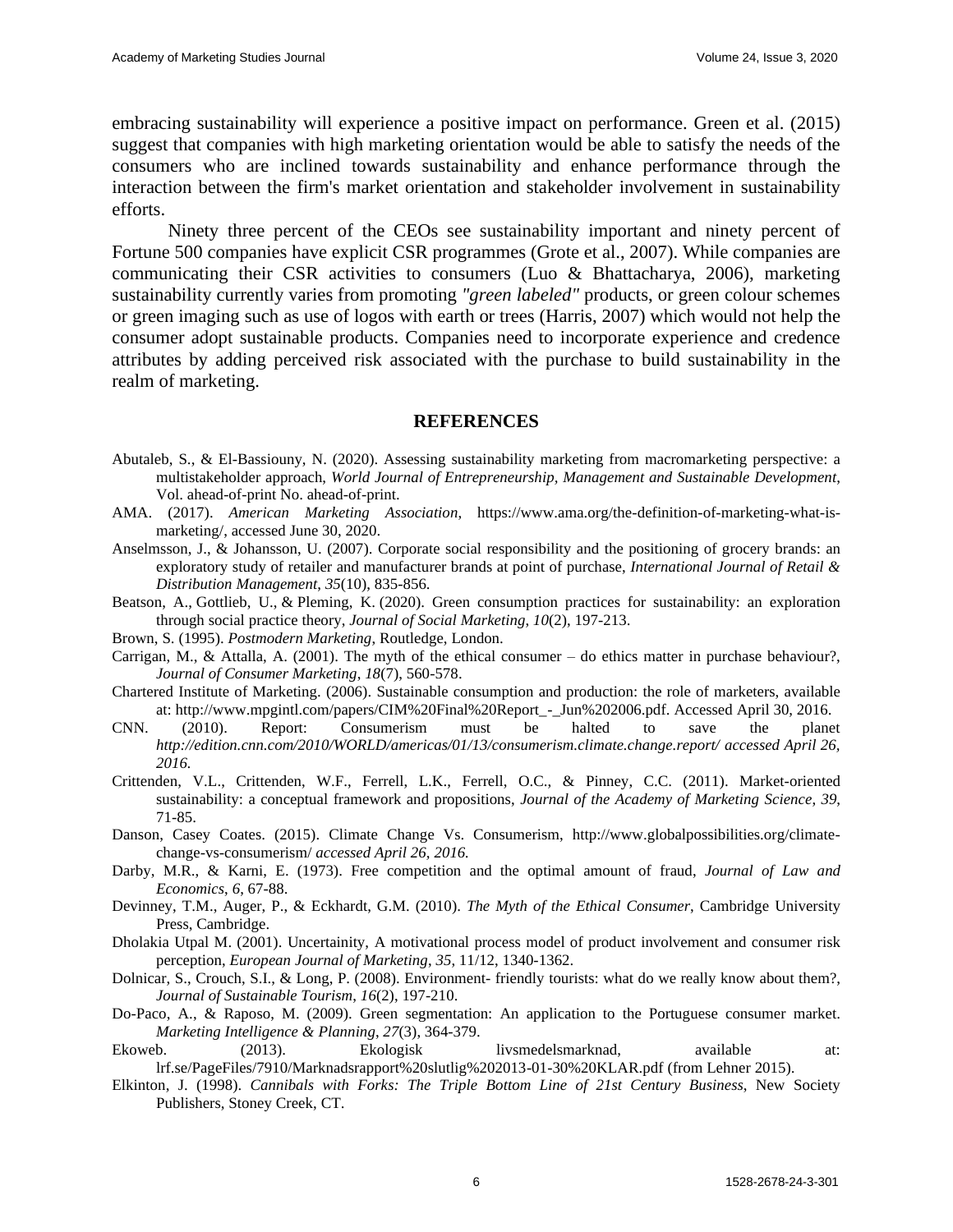embracing sustainability will experience a positive impact on performance. Green et al. (2015) suggest that companies with high marketing orientation would be able to satisfy the needs of the consumers who are inclined towards sustainability and enhance performance through the interaction between the firm's market orientation and stakeholder involvement in sustainability efforts.

Ninety three percent of the CEOs see sustainability important and ninety percent of Fortune 500 companies have explicit CSR programmes (Grote et al., 2007). While companies are communicating their CSR activities to consumers (Luo & Bhattacharya, 2006), marketing sustainability currently varies from promoting *"green labeled"* products, or green colour schemes or green imaging such as use of logos with earth or trees (Harris, 2007) which would not help the consumer adopt sustainable products. Companies need to incorporate experience and credence attributes by adding perceived risk associated with the purchase to build sustainability in the realm of marketing.

## REFERENCES

Abutaleb, S., & El-Bassiouny, N. (2020). Assessing sustainability marketing from macromarketing perspective: a multistakeholder approach, *World Journal of Entrepreneurship, Management and Sustainable Development*, Vol. ahead-of-print No. ahead-of-print.

AMA. (2017). *American Marketing Association*, https://www.ama.org/the-definition-of-marketing-what-is-marketing/, accessed June 30, 2020.

Anselmsson, J., & Johansson, U. (2007). Corporate social responsibility and the positioning of grocery brands: an exploratory study of retailer and manufacturer brands at point of purchase, *International Journal of Retail & Distribution Management*, *35*(10), 835-856.

Beatson, A., Gottlieb, U., & Pleming, K. (2020). Green consumption practices for sustainability: an exploration through social practice theory, *Journal of Social Marketing*, *10*(2), 197-213.

Brown, S. (1995). *Postmodern Marketing*, Routledge, London.

Carrigan, M., & Attalla, A. (2001). The myth of the ethical consumer – do ethics matter in purchase behaviour?, *Journal of Consumer Marketing*, *18*(7), 560-578.

Chartered Institute of Marketing. (2006). Sustainable consumption and production: the role of marketers, available at: http://www.mpgintl.com/papers/CIM%20Final%20Report_-_Jun%202006.pdf. Accessed April 30, 2016.

CNN. (2010). Report: Consumerism must be halted to save the planet *http://edition.cnn.com/2010/WORLD/americas/01/13/consumerism.climate.change.report/ accessed April 26, 2016.*

Crittenden, V.L., Crittenden, W.F., Ferrell, L.K., Ferrell, O.C., & Pinney, C.C. (2011). Market-oriented sustainability: a conceptual framework and propositions, *Journal of the Academy of Marketing Science*, *39*, 71-85.

Danson, Casey Coates. (2015). Climate Change Vs. Consumerism, http://www.globalpossibilities.org/climate-change-vs-consumerism/ *accessed April 26, 2016.*

Darby, M.R., & Karni, E. (1973). Free competition and the optimal amount of fraud, *Journal of Law and Economics*, *6*, 67-88.

Devinney, T.M., Auger, P., & Eckhardt, G.M. (2010). *The Myth of the Ethical Consumer*, Cambridge University Press, Cambridge.

Dholakia Utpal M. (2001). Uncertainity, A motivational process model of product involvement and consumer risk perception, *European Journal of Marketing*, *35*, 11/12, 1340-1362.

Dolnicar, S., Crouch, S.I., & Long, P. (2008). Environment- friendly tourists: what do we really know about them?, *Journal of Sustainable Tourism*, *16*(2), 197-210.

Do-Paco, A., & Raposo, M. (2009). Green segmentation: An application to the Portuguese consumer market. *Marketing Intelligence & Planning*, *27*(3), 364-379.

Ekoweb. (2013). Ekologisk livsmedelsmarknad, available at: lrf.se/PageFiles/7910/Marknadsrapport%20slutlig%202013-01-30%20KLAR.pdf (from Lehner 2015).

Elkinton, J. (1998). *Cannibals with Forks: The Triple Bottom Line of 21st Century Business*, New Society Publishers, Stoney Creek, CT.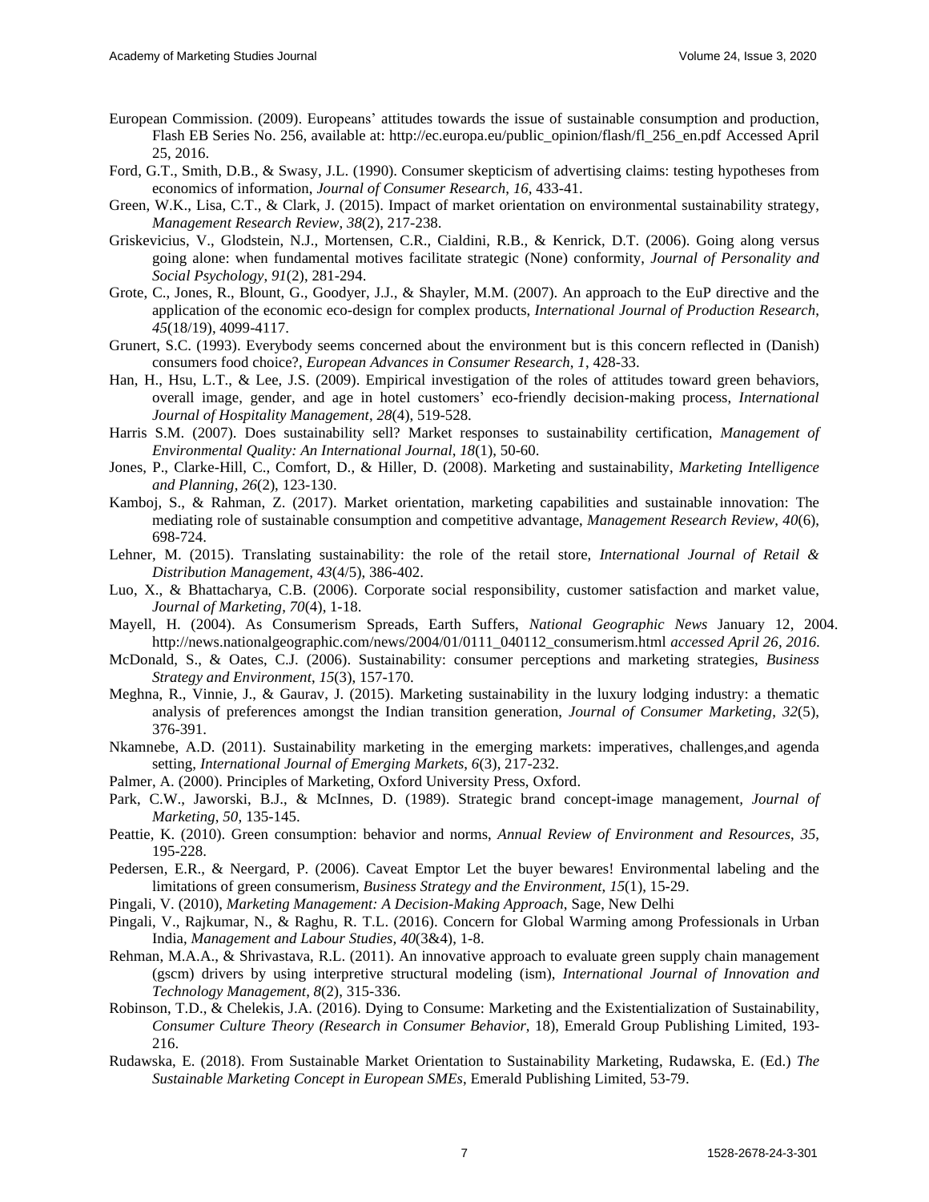European Commission. (2009). Europeans' attitudes towards the issue of sustainable consumption and production, Flash EB Series No. 256, available at: http://ec.europa.eu/public_opinion/flash/fl_256_en.pdf Accessed April 25, 2016.

Ford, G.T., Smith, D.B., & Swasy, J.L. (1990). Consumer skepticism of advertising claims: testing hypotheses from economics of information, *Journal of Consumer Research*, *16*, 433-41.

Green, W.K., Lisa, C.T., & Clark, J. (2015). Impact of market orientation on environmental sustainability strategy, *Management Research Review*, *38*(2), 217-238.

Griskevicius, V., Glodstein, N.J., Mortensen, C.R., Cialdini, R.B., & Kenrick, D.T. (2006). Going along versus going alone: when fundamental motives facilitate strategic (None) conformity, *Journal of Personality and Social Psychology*, *91*(2), 281-294.

Grote, C., Jones, R., Blount, G., Goodyer, J.J., & Shayler, M.M. (2007). An approach to the EuP directive and the application of the economic eco-design for complex products, *International Journal of Production Research*, *45*(18/19), 4099-4117.

Grunert, S.C. (1993). Everybody seems concerned about the environment but is this concern reflected in (Danish) consumers food choice?, *European Advances in Consumer Research*, *1*, 428-33.

Han, H., Hsu, L.T., & Lee, J.S. (2009). Empirical investigation of the roles of attitudes toward green behaviors, overall image, gender, and age in hotel customers' eco-friendly decision-making process, *International Journal of Hospitality Management*, *28*(4), 519-528.

Harris S.M. (2007). Does sustainability sell? Market responses to sustainability certification, *Management of Environmental Quality: An International Journal*, *18*(1), 50-60.

Jones, P., Clarke-Hill, C., Comfort, D., & Hiller, D. (2008). Marketing and sustainability, *Marketing Intelligence and Planning*, *26*(2), 123-130.

Kamboj, S., & Rahman, Z. (2017). Market orientation, marketing capabilities and sustainable innovation: The mediating role of sustainable consumption and competitive advantage, *Management Research Review*, *40*(6), 698-724.

Lehner, M. (2015). Translating sustainability: the role of the retail store, *International Journal of Retail & Distribution Management*, *43*(4/5), 386-402.

Luo, X., & Bhattacharya, C.B. (2006). Corporate social responsibility, customer satisfaction and market value, *Journal of Marketing*, *70*(4), 1-18.

Mayell, H. (2004). As Consumerism Spreads, Earth Suffers, *National Geographic News* January 12, 2004. http://news.nationalgeographic.com/news/2004/01/0111_040112_consumerism.html *accessed April 26, 2016*.

McDonald, S., & Oates, C.J. (2006). Sustainability: consumer perceptions and marketing strategies, *Business Strategy and Environment*, *15*(3), 157-170.

Meghna, R., Vinnie, J., & Gaurav, J. (2015). Marketing sustainability in the luxury lodging industry: a thematic analysis of preferences amongst the Indian transition generation, *Journal of Consumer Marketing*, *32*(5), 376-391.

Nkamnebe, A.D. (2011). Sustainability marketing in the emerging markets: imperatives, challenges,and agenda setting, *International Journal of Emerging Markets*, *6*(3), 217-232.

Palmer, A. (2000). Principles of Marketing, Oxford University Press, Oxford.

Park, C.W., Jaworski, B.J., & McInnes, D. (1989). Strategic brand concept-image management, *Journal of Marketing*, *50*, 135-145.

Peattie, K. (2010). Green consumption: behavior and norms, *Annual Review of Environment and Resources*, *35*, 195-228.

Pedersen, E.R., & Neergard, P. (2006). Caveat Emptor Let the buyer bewares! Environmental labeling and the limitations of green consumerism, *Business Strategy and the Environment*, *15*(1), 15-29.

Pingali, V. (2010), *Marketing Management: A Decision-Making Approach*, Sage, New Delhi

Pingali, V., Rajkumar, N., & Raghu, R. T.L. (2016). Concern for Global Warming among Professionals in Urban India, *Management and Labour Studies*, *40*(3&4), 1-8.

Rehman, M.A.A., & Shrivastava, R.L. (2011). An innovative approach to evaluate green supply chain management (gscm) drivers by using interpretive structural modeling (ism), *International Journal of Innovation and Technology Management*, *8*(2), 315-336.

Robinson, T.D., & Chelekis, J.A. (2016). Dying to Consume: Marketing and the Existentialization of Sustainability, *Consumer Culture Theory (Research in Consumer Behavior*, 18), Emerald Group Publishing Limited, 193-216.

Rudawska, E. (2018). From Sustainable Market Orientation to Sustainability Marketing, Rudawska, E. (Ed.) *The Sustainable Marketing Concept in European SMEs*, Emerald Publishing Limited, 53-79.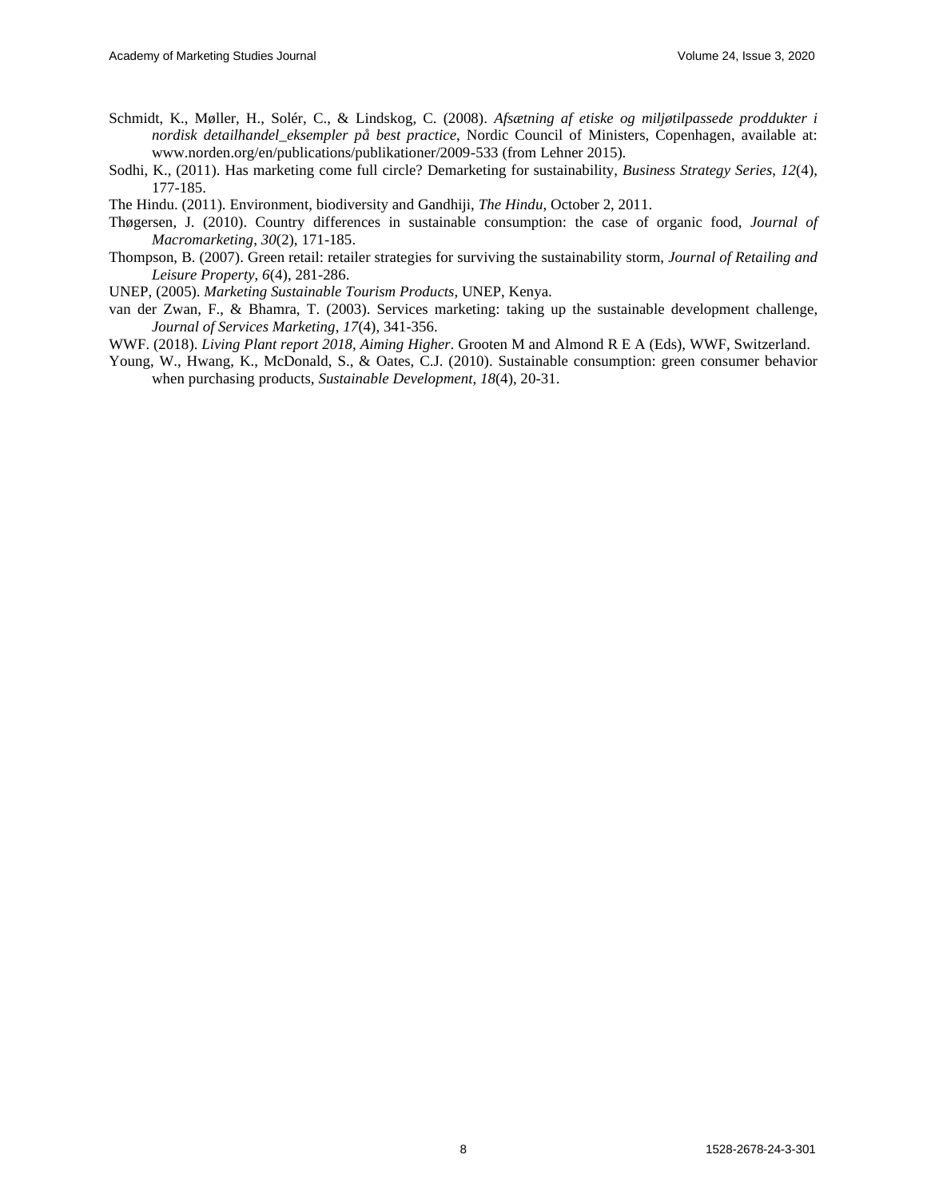Schmidt, K., Møller, H., Solér, C., & Lindskog, C. (2008). *Afsætning af etiske og miljøtilpassede proddukter i nordisk detailhandel_eksempler på best practice*, Nordic Council of Ministers, Copenhagen, available at: www.norden.org/en/publications/publikationer/2009-533 (from Lehner 2015).

Sodhi, K., (2011). Has marketing come full circle? Demarketing for sustainability, *Business Strategy Series*, *12*(4), 177-185.

The Hindu. (2011). Environment, biodiversity and Gandhiji, *The Hindu*, October 2, 2011.

Thøgersen, J. (2010). Country differences in sustainable consumption: the case of organic food, *Journal of Macromarketing*, *30*(2), 171-185.

Thompson, B. (2007). Green retail: retailer strategies for surviving the sustainability storm, *Journal of Retailing and Leisure Property*, *6*(4), 281-286.

UNEP, (2005). *Marketing Sustainable Tourism Products*, UNEP, Kenya.

van der Zwan, F., & Bhamra, T. (2003). Services marketing: taking up the sustainable development challenge, *Journal of Services Marketing*, *17*(4), 341-356.

WWF. (2018). *Living Plant report 2018, Aiming Higher*. Grooten M and Almond R E A (Eds), WWF, Switzerland.

Young, W., Hwang, K., McDonald, S., & Oates, C.J. (2010). Sustainable consumption: green consumer behavior when purchasing products, *Sustainable Development*, *18*(4), 20-31.